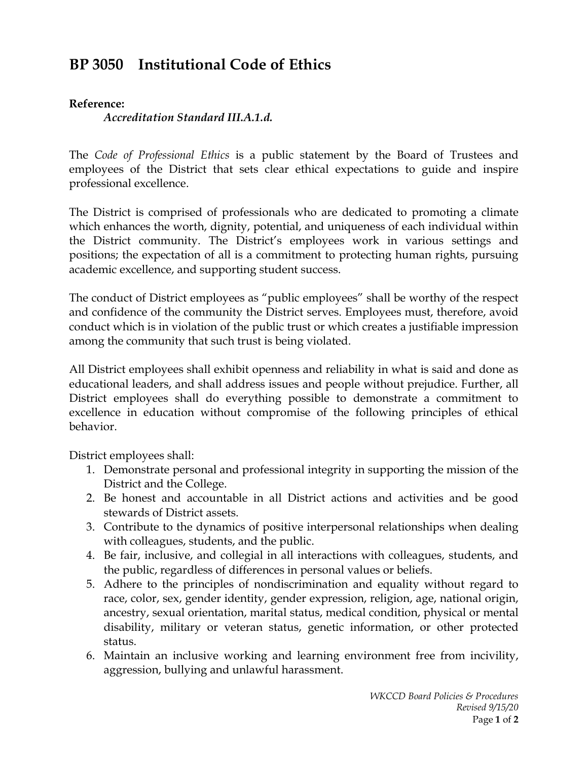# BP 3050 Institutional Code of Ethics

**Reference:**

*Accreditation Standard III.A.1.d.*

The *Code of Professional Ethics* is a public statement by the Board of Trustees and employees of the District that sets clear ethical expectations to guide and inspire professional excellence.

The District is comprised of professionals who are dedicated to promoting a climate which enhances the worth, dignity, potential, and uniqueness of each individual within the District community. The District's employees work in various settings and positions; the expectation of all is a commitment to protecting human rights, pursuing academic excellence, and supporting student success.

The conduct of District employees as "public employees" shall be worthy of the respect and confidence of the community the District serves. Employees must, therefore, avoid conduct which is in violation of the public trust or which creates a justifiable impression among the community that such trust is being violated.

All District employees shall exhibit openness and reliability in what is said and done as educational leaders, and shall address issues and people without prejudice. Further, all District employees shall do everything possible to demonstrate a commitment to excellence in education without compromise of the following principles of ethical behavior.

District employees shall:

1. Demonstrate personal and professional integrity in supporting the mission of the District and the College.
2. Be honest and accountable in all District actions and activities and be good stewards of District assets.
3. Contribute to the dynamics of positive interpersonal relationships when dealing with colleagues, students, and the public.
4. Be fair, inclusive, and collegial in all interactions with colleagues, students, and the public, regardless of differences in personal values or beliefs.
5. Adhere to the principles of nondiscrimination and equality without regard to race, color, sex, gender identity, gender expression, religion, age, national origin, ancestry, sexual orientation, marital status, medical condition, physical or mental disability, military or veteran status, genetic information, or other protected status.
6. Maintain an inclusive working and learning environment free from incivility, aggression, bullying and unlawful harassment.

*WKCCD Board Policies & Procedures*
*Revised 9/15/20*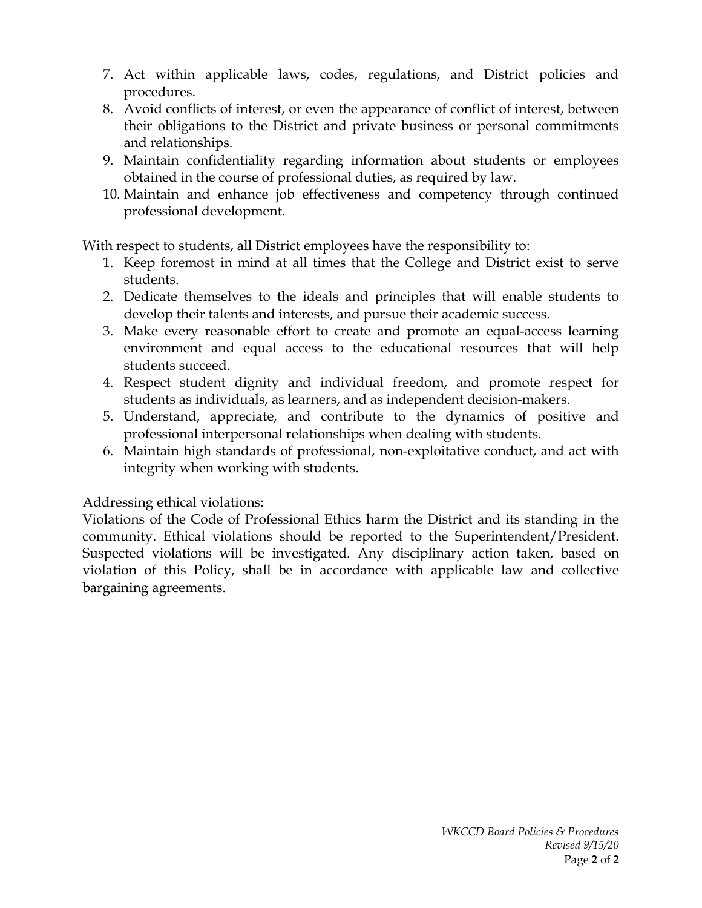7. Act within applicable laws, codes, regulations, and District policies and procedures.
8. Avoid conflicts of interest, or even the appearance of conflict of interest, between their obligations to the District and private business or personal commitments and relationships.
9. Maintain confidentiality regarding information about students or employees obtained in the course of professional duties, as required by law.
10. Maintain and enhance job effectiveness and competency through continued professional development.

With respect to students, all District employees have the responsibility to:

1. Keep foremost in mind at all times that the College and District exist to serve students.
2. Dedicate themselves to the ideals and principles that will enable students to develop their talents and interests, and pursue their academic success.
3. Make every reasonable effort to create and promote an equal-access learning environment and equal access to the educational resources that will help students succeed.
4. Respect student dignity and individual freedom, and promote respect for students as individuals, as learners, and as independent decision-makers.
5. Understand, appreciate, and contribute to the dynamics of positive and professional interpersonal relationships when dealing with students.
6. Maintain high standards of professional, non-exploitative conduct, and act with integrity when working with students.

Addressing ethical violations:

Violations of the Code of Professional Ethics harm the District and its standing in the community. Ethical violations should be reported to the Superintendent/President. Suspected violations will be investigated. Any disciplinary action taken, based on violation of this Policy, shall be in accordance with applicable law and collective bargaining agreements.